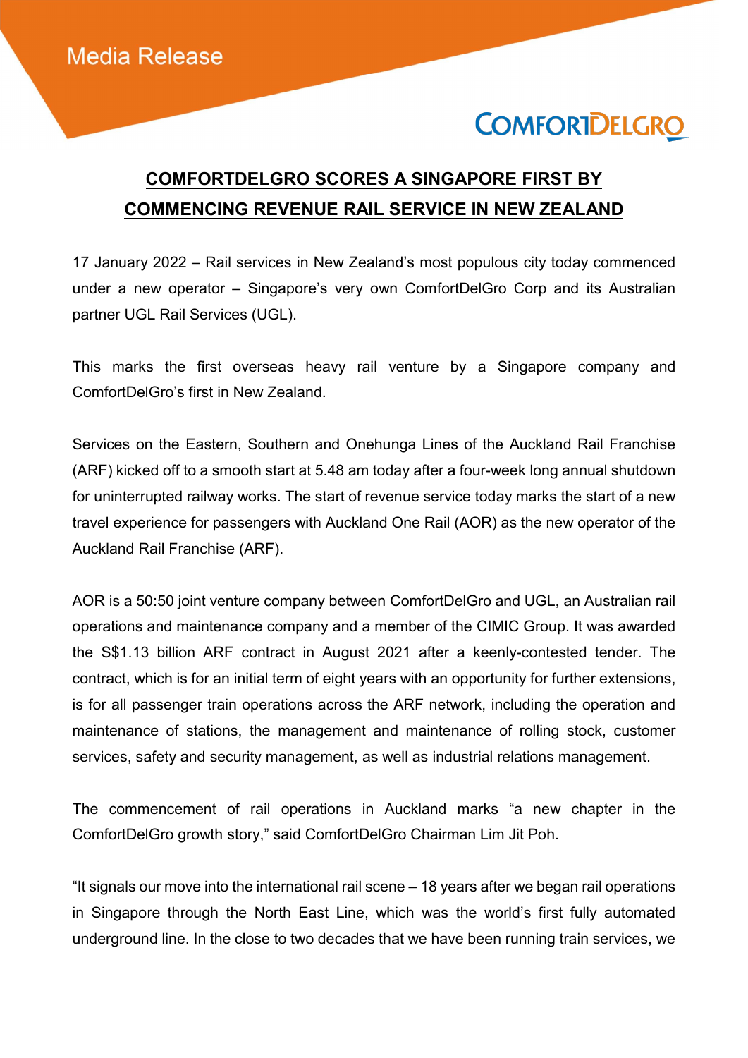Media Release

# COMFORTDELGRO SCORES A SINGAPORE FIRST BY COMMENCING REVENUE RAIL SERVICE IN NEW ZEALAND

17 January 2022 – Rail services in New Zealand's most populous city today commenced under a new operator – Singapore's very own ComfortDelGro Corp and its Australian partner UGL Rail Services (UGL).

This marks the first overseas heavy rail venture by a Singapore company and ComfortDelGro's first in New Zealand.

Services on the Eastern, Southern and Onehunga Lines of the Auckland Rail Franchise (ARF) kicked off to a smooth start at 5.48 am today after a four-week long annual shutdown for uninterrupted railway works. The start of revenue service today marks the start of a new travel experience for passengers with Auckland One Rail (AOR) as the new operator of the Auckland Rail Franchise (ARF).

AOR is a 50:50 joint venture company between ComfortDelGro and UGL, an Australian rail operations and maintenance company and a member of the CIMIC Group. It was awarded the S$1.13 billion ARF contract in August 2021 after a keenly-contested tender. The contract, which is for an initial term of eight years with an opportunity for further extensions, is for all passenger train operations across the ARF network, including the operation and maintenance of stations, the management and maintenance of rolling stock, customer services, safety and security management, as well as industrial relations management.

The commencement of rail operations in Auckland marks "a new chapter in the ComfortDelGro growth story," said ComfortDelGro Chairman Lim Jit Poh.

"It signals our move into the international rail scene – 18 years after we began rail operations in Singapore through the North East Line, which was the world's first fully automated underground line. In the close to two decades that we have been running train services, we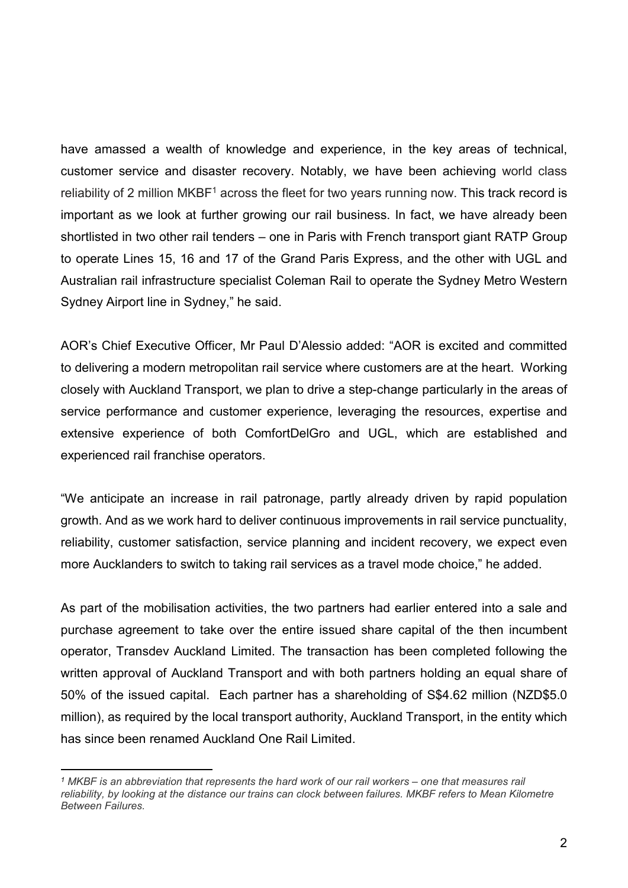have amassed a wealth of knowledge and experience, in the key areas of technical, customer service and disaster recovery. Notably, we have been achieving world class reliability of 2 million MKBF[1] across the fleet for two years running now. This track record is important as we look at further growing our rail business. In fact, we have already been shortlisted in two other rail tenders – one in Paris with French transport giant RATP Group to operate Lines 15, 16 and 17 of the Grand Paris Express, and the other with UGL and Australian rail infrastructure specialist Coleman Rail to operate the Sydney Metro Western Sydney Airport line in Sydney," he said.

AOR's Chief Executive Officer, Mr Paul D'Alessio added: "AOR is excited and committed to delivering a modern metropolitan rail service where customers are at the heart. Working closely with Auckland Transport, we plan to drive a step-change particularly in the areas of service performance and customer experience, leveraging the resources, expertise and extensive experience of both ComfortDelGro and UGL, which are established and experienced rail franchise operators.

"We anticipate an increase in rail patronage, partly already driven by rapid population growth. And as we work hard to deliver continuous improvements in rail service punctuality, reliability, customer satisfaction, service planning and incident recovery, we expect even more Aucklanders to switch to taking rail services as a travel mode choice," he added.

As part of the mobilisation activities, the two partners had earlier entered into a sale and purchase agreement to take over the entire issued share capital of the then incumbent operator, Transdev Auckland Limited. The transaction has been completed following the written approval of Auckland Transport and with both partners holding an equal share of 50% of the issued capital. Each partner has a shareholding of S$4.62 million (NZD$5.0 million), as required by the local transport authority, Auckland Transport, in the entity which has since been renamed Auckland One Rail Limited.

---

[1] *MKBF is an abbreviation that represents the hard work of our rail workers – one that measures rail reliability, by looking at the distance our trains can clock between failures. MKBF refers to Mean Kilometre Between Failures.*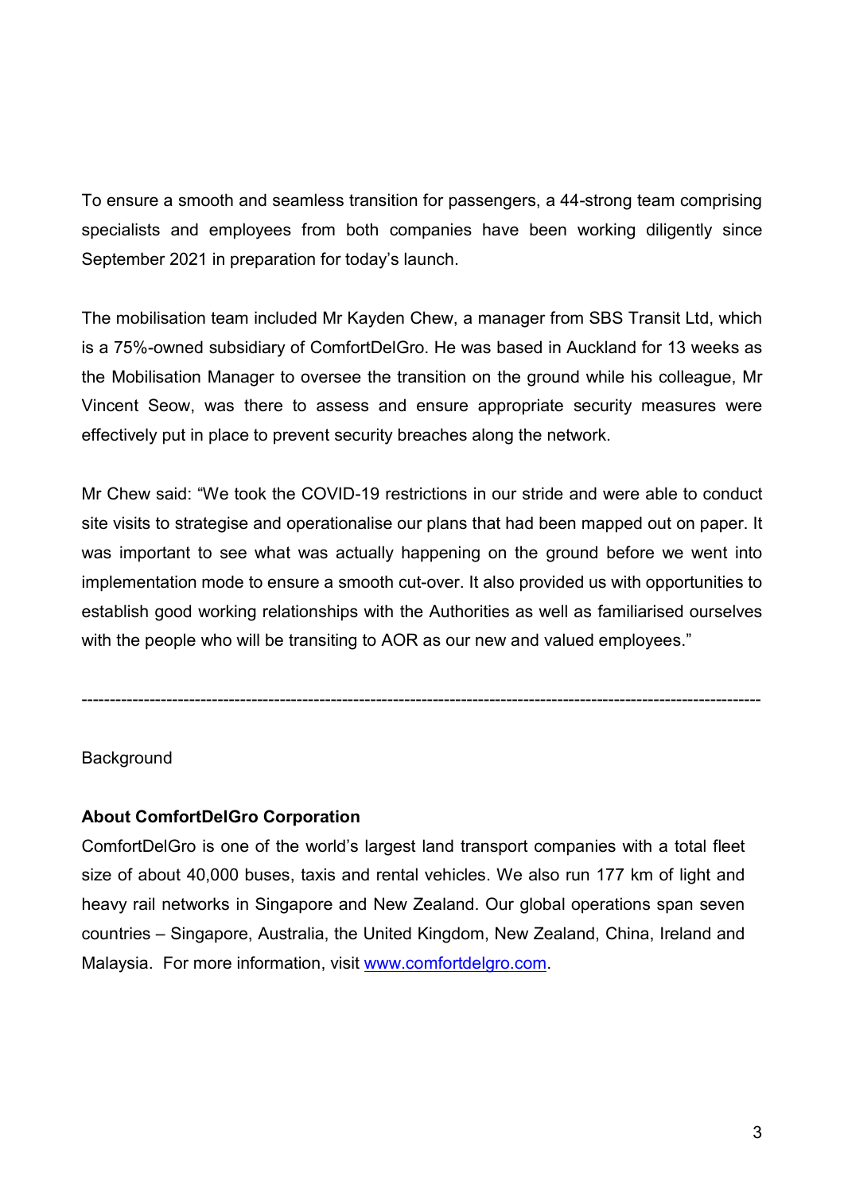To ensure a smooth and seamless transition for passengers, a 44-strong team comprising specialists and employees from both companies have been working diligently since September 2021 in preparation for today's launch.

The mobilisation team included Mr Kayden Chew, a manager from SBS Transit Ltd, which is a 75%-owned subsidiary of ComfortDelGro. He was based in Auckland for 13 weeks as the Mobilisation Manager to oversee the transition on the ground while his colleague, Mr Vincent Seow, was there to assess and ensure appropriate security measures were effectively put in place to prevent security breaches along the network.

Mr Chew said: "We took the COVID-19 restrictions in our stride and were able to conduct site visits to strategise and operationalise our plans that had been mapped out on paper. It was important to see what was actually happening on the ground before we went into implementation mode to ensure a smooth cut-over. It also provided us with opportunities to establish good working relationships with the Authorities as well as familiarised ourselves with the people who will be transiting to AOR as our new and valued employees."

---

Background

**About ComfortDelGro Corporation**

ComfortDelGro is one of the world's largest land transport companies with a total fleet size of about 40,000 buses, taxis and rental vehicles. We also run 177 km of light and heavy rail networks in Singapore and New Zealand. Our global operations span seven countries – Singapore, Australia, the United Kingdom, New Zealand, China, Ireland and Malaysia. For more information, visit [www.comfortdelgro.com](www.comfortdelgro.com).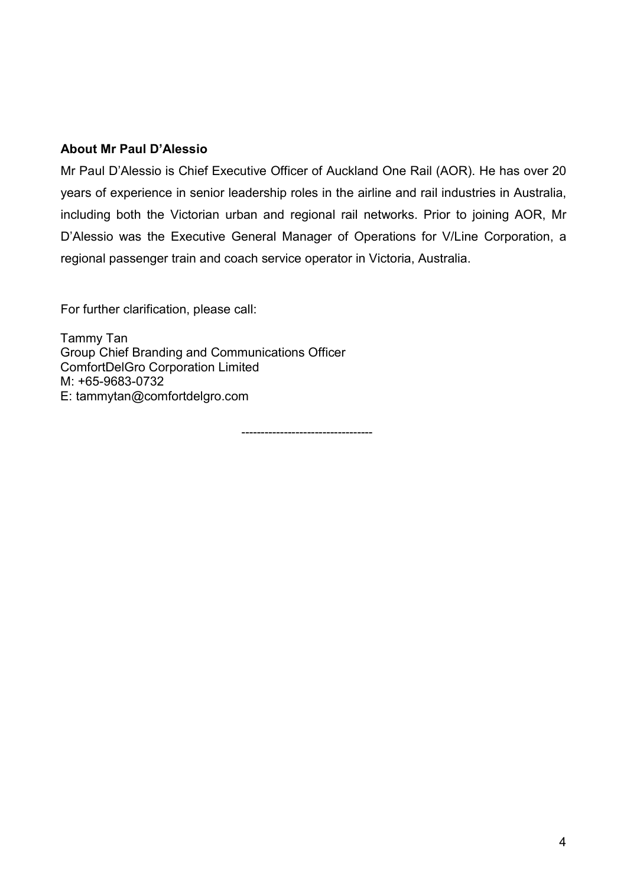**About Mr Paul D'Alessio**

Mr Paul D'Alessio is Chief Executive Officer of Auckland One Rail (AOR). He has over 20 years of experience in senior leadership roles in the airline and rail industries in Australia, including both the Victorian urban and regional rail networks. Prior to joining AOR, Mr D'Alessio was the Executive General Manager of Operations for V/Line Corporation, a regional passenger train and coach service operator in Victoria, Australia.

For further clarification, please call:

Tammy Tan
Group Chief Branding and Communications Officer
ComfortDelGro Corporation Limited
M: +65-9683-0732
E: tammytan@comfortdelgro.com

----------------------------------